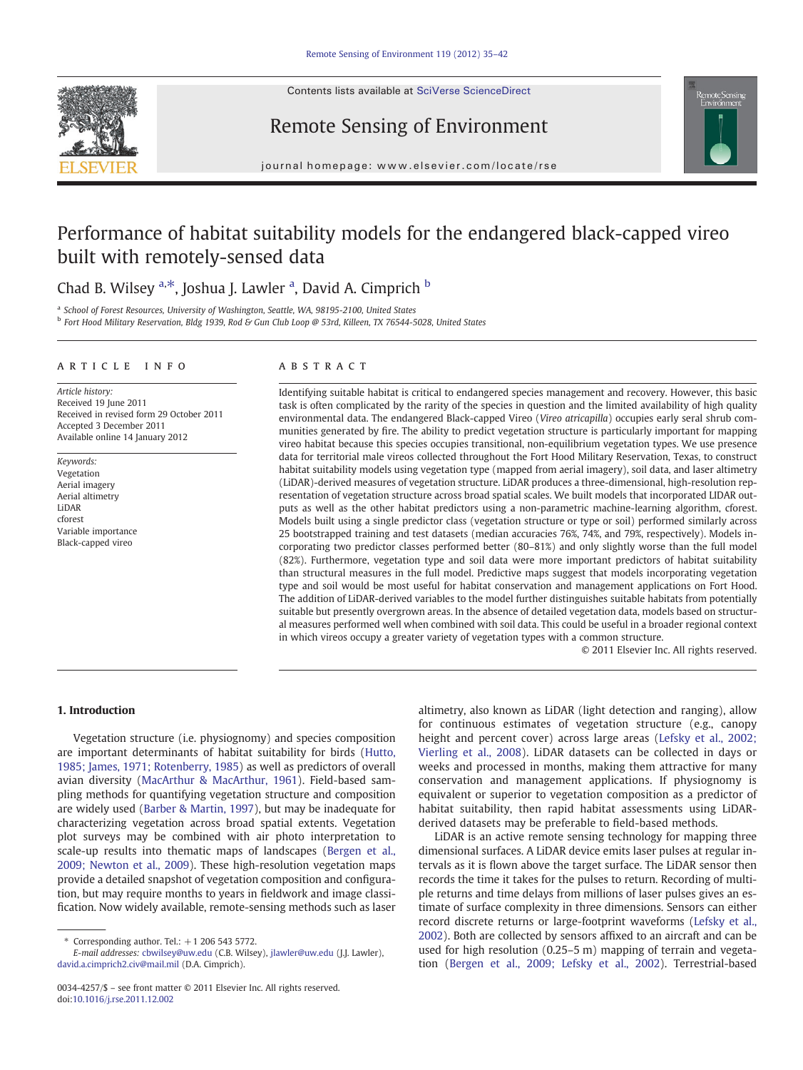# Performance of habitat suitability models for the endangered black-capped vireo built with remotely-sensed data

Chad B. Wilsey [a,*], Joshua J. Lawler [a], David A. Cimprich [b]

[a] School of Forest Resources, University of Washington, Seattle, WA, 98195-2100, United States
[b] Fort Hood Military Reservation, Bldg 1939, Rod & Gun Club Loop @ 53rd, Killeen, TX 76544-5028, United States

## ARTICLE INFO

*Article history:*
Received 19 June 2011
Received in revised form 29 October 2011
Accepted 3 December 2011
Available online 14 January 2012

*Keywords:*
Vegetation
Aerial imagery
Aerial altimetry
LiDAR
cforest
Variable importance
Black-capped vireo

## ABSTRACT

Identifying suitable habitat is critical to endangered species management and recovery. However, this basic task is often complicated by the rarity of the species in question and the limited availability of high quality environmental data. The endangered Black-capped Vireo (*Vireo atricapilla*) occupies early seral shrub communities generated by fire. The ability to predict vegetation structure is particularly important for mapping vireo habitat because this species occupies transitional, non-equilibrium vegetation types. We use presence data for territorial male vireos collected throughout the Fort Hood Military Reservation, Texas, to construct habitat suitability models using vegetation type (mapped from aerial imagery), soil data, and laser altimetry (LiDAR)-derived measures of vegetation structure. LiDAR produces a three-dimensional, high-resolution representation of vegetation structure across broad spatial scales. We built models that incorporated LiDAR outputs as well as the other habitat predictors using a non-parametric machine-learning algorithm, cforest. Models built using a single predictor class (vegetation structure or type or soil) performed similarly across 25 bootstrapped training and test datasets (median accuracies 76%, 74%, and 79%, respectively). Models incorporating two predictor classes performed better (80–81%) and only slightly worse than the full model (82%). Furthermore, vegetation type and soil data were more important predictors of habitat suitability than structural measures in the full model. Predictive maps suggest that models incorporating vegetation type and soil would be most useful for habitat conservation and management applications on Fort Hood. The addition of LiDAR-derived variables to the model further distinguishes suitable habitats from potentially suitable but presently overgrown areas. In the absence of detailed vegetation data, models based on structural measures performed well when combined with soil data. This could be useful in a broader regional context in which vireos occupy a greater variety of vegetation types with a common structure.

© 2011 Elsevier Inc. All rights reserved.

## 1. Introduction

Vegetation structure (i.e. physiognomy) and species composition are important determinants of habitat suitability for birds (Hutto, 1985; James, 1971; Rotenberry, 1985) as well as predictors of overall avian diversity (MacArthur & MacArthur, 1961). Field-based sampling methods for quantifying vegetation structure and composition are widely used (Barber & Martin, 1997), but may be inadequate for characterizing vegetation across broad spatial extents. Vegetation plot surveys may be combined with air photo interpretation to scale-up results into thematic maps of landscapes (Bergen et al., 2009; Newton et al., 2009). These high-resolution vegetation maps provide a detailed snapshot of vegetation composition and configuration, but may require months to years in fieldwork and image classification. Now widely available, remote-sensing methods such as laser altimetry, also known as LiDAR (light detection and ranging), allow for continuous estimates of vegetation structure (e.g., canopy height and percent cover) across large areas (Lefsky et al., 2002; Vierling et al., 2008). LiDAR datasets can be collected in days or weeks and processed in months, making them attractive for many conservation and management applications. If physiognomy is equivalent or superior to vegetation composition as a predictor of habitat suitability, then rapid habitat assessments using LiDAR-derived datasets may be preferable to field-based methods.

LiDAR is an active remote sensing technology for mapping three dimensional surfaces. A LiDAR device emits laser pulses at regular intervals as it is flown above the target surface. The LiDAR sensor then records the time it takes for the pulses to return. Recording of multiple returns and time delays from millions of laser pulses gives an estimate of surface complexity in three dimensions. Sensors can either record discrete returns or large-footprint waveforms (Lefsky et al., 2002). Both are collected by sensors affixed to an aircraft and can be used for high resolution (0.25–5 m) mapping of terrain and vegetation (Bergen et al., 2009; Lefsky et al., 2002). Terrestrial-based

---

* Corresponding author. Tel.: +1 206 543 5772.
*E-mail addresses:* cbwilsey@uw.edu (C.B. Wilsey), jlawler@uw.edu (J.J. Lawler), david.a.cimprich2.civ@mail.mil (D.A. Cimprich).

0034-4257/$ – see front matter © 2011 Elsevier Inc. All rights reserved.
doi:10.1016/j.rse.2011.12.002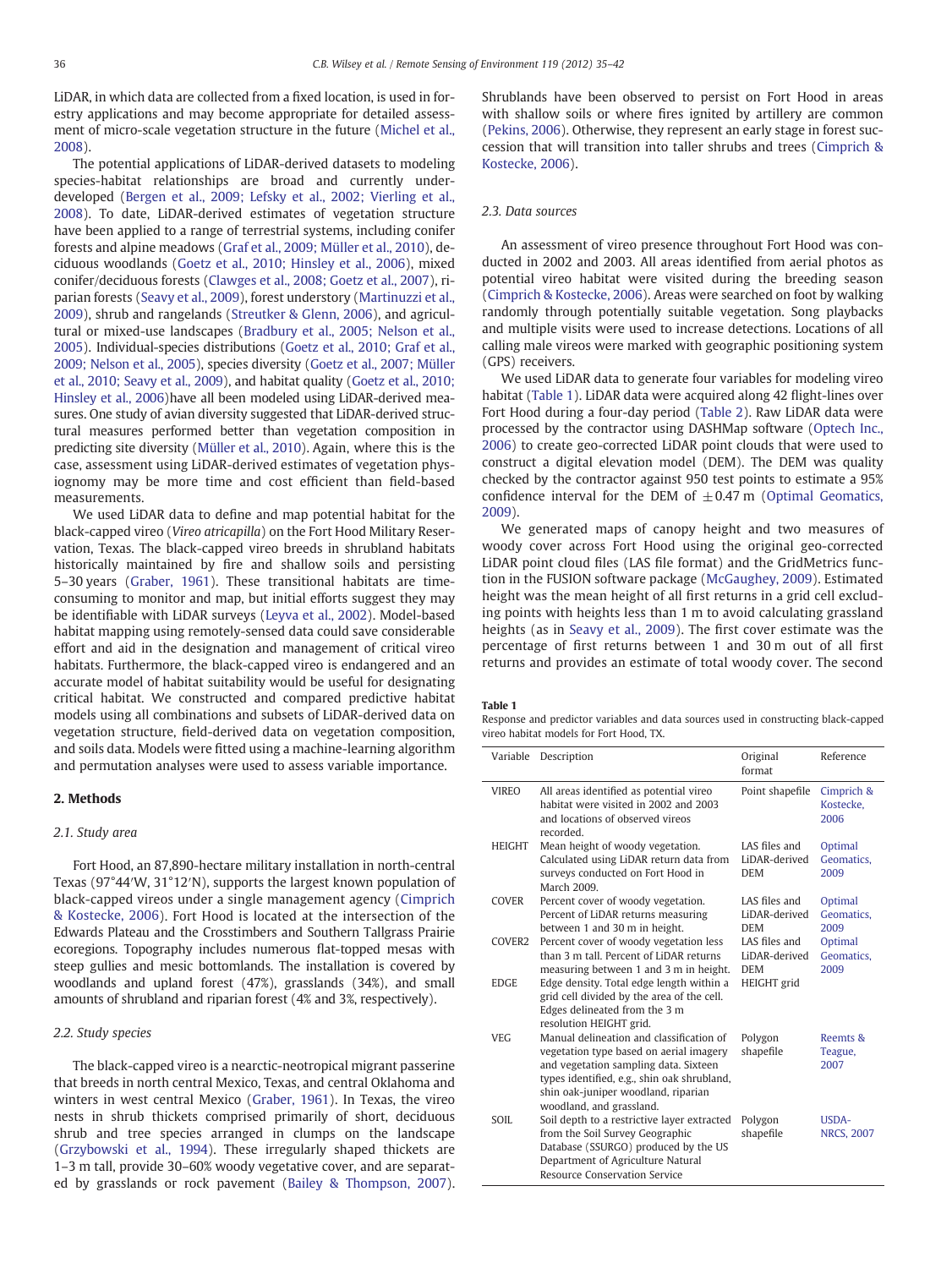LiDAR, in which data are collected from a fixed location, is used in forestry applications and may become appropriate for detailed assessment of micro-scale vegetation structure in the future (Michel et al., 2008).

The potential applications of LiDAR-derived datasets to modeling species-habitat relationships are broad and currently underdeveloped (Bergen et al., 2009; Lefsky et al., 2002; Vierling et al., 2008). To date, LiDAR-derived estimates of vegetation structure have been applied to a range of terrestrial systems, including conifer forests and alpine meadows (Graf et al., 2009; Müller et al., 2010), deciduous woodlands (Goetz et al., 2010; Hinsley et al., 2006), mixed conifer/deciduous forests (Clawges et al., 2008; Goetz et al., 2007), riparian forests (Seavy et al., 2009), forest understory (Martinuzzi et al., 2009), shrub and rangelands (Streutker & Glenn, 2006), and agricultural or mixed-use landscapes (Bradbury et al., 2005; Nelson et al., 2005). Individual-species distributions (Goetz et al., 2010; Graf et al., 2009; Nelson et al., 2005), species diversity (Goetz et al., 2007; Müller et al., 2010; Seavy et al., 2009), and habitat quality (Goetz et al., 2010; Hinsley et al., 2006)have all been modeled using LiDAR-derived measures. One study of avian diversity suggested that LiDAR-derived structural measures performed better than vegetation composition in predicting site diversity (Müller et al., 2010). Again, where this is the case, assessment using LiDAR-derived estimates of vegetation physiognomy may be more time and cost efficient than field-based measurements.

We used LiDAR data to define and map potential habitat for the black-capped vireo (*Vireo atricapilla*) on the Fort Hood Military Reservation, Texas. The black-capped vireo breeds in shrubland habitats historically maintained by fire and shallow soils and persisting 5–30 years (Graber, 1961). These transitional habitats are time-consuming to monitor and map, but initial efforts suggest they may be identifiable with LiDAR surveys (Leyva et al., 2002). Model-based habitat mapping using remotely-sensed data could save considerable effort and aid in the designation and management of critical vireo habitats. Furthermore, the black-capped vireo is endangered and an accurate model of habitat suitability would be useful for designating critical habitat. We constructed and compared predictive habitat models using all combinations and subsets of LiDAR-derived data on vegetation structure, field-derived data on vegetation composition, and soils data. Models were fitted using a machine-learning algorithm and permutation analyses were used to assess variable importance.

## 2. Methods

### 2.1. Study area

Fort Hood, an 87,890-hectare military installation in north-central Texas (97°44′W, 31°12′N), supports the largest known population of black-capped vireos under a single management agency (Cimprich & Kostecke, 2006). Fort Hood is located at the intersection of the Edwards Plateau and the Crosstimbers and Southern Tallgrass Prairie ecoregions. Topography includes numerous flat-topped mesas with steep gullies and mesic bottomlands. The installation is covered by woodlands and upland forest (47%), grasslands (34%), and small amounts of shrubland and riparian forest (4% and 3%, respectively).

### 2.2. Study species

The black-capped vireo is a nearctic-neotropical migrant passerine that breeds in north central Mexico, Texas, and central Oklahoma and winters in west central Mexico (Graber, 1961). In Texas, the vireo nests in shrub thickets comprised primarily of short, deciduous shrub and tree species arranged in clumps on the landscape (Grzybowski et al., 1994). These irregularly shaped thickets are 1–3 m tall, provide 30–60% woody vegetative cover, and are separated by grasslands or rock pavement (Bailey & Thompson, 2007). Shrublands have been observed to persist on Fort Hood in areas with shallow soils or where fires ignited by artillery are common (Pekins, 2006). Otherwise, they represent an early stage in forest succession that will transition into taller shrubs and trees (Cimprich & Kostecke, 2006).

### 2.3. Data sources

An assessment of vireo presence throughout Fort Hood was conducted in 2002 and 2003. All areas identified from aerial photos as potential vireo habitat were visited during the breeding season (Cimprich & Kostecke, 2006). Areas were searched on foot by walking randomly through potentially suitable vegetation. Song playbacks and multiple visits were used to increase detections. Locations of all calling male vireos were marked with geographic positioning system (GPS) receivers.

We used LiDAR data to generate four variables for modeling vireo habitat (Table 1). LiDAR data were acquired along 42 flight-lines over Fort Hood during a four-day period (Table 2). Raw LiDAR data were processed by the contractor using DASHMap software (Optech Inc., 2006) to create geo-corrected LiDAR point clouds that were used to construct a digital elevation model (DEM). The DEM was quality checked by the contractor against 950 test points to estimate a 95% confidence interval for the DEM of $\pm 0.47$ m (Optimal Geomatics, 2009).

We generated maps of canopy height and two measures of woody cover across Fort Hood using the original geo-corrected LiDAR point cloud files (LAS file format) and the GridMetrics function in the FUSION software package (McGaughey, 2009). Estimated height was the mean height of all first returns in a grid cell excluding points with heights less than 1 m to avoid calculating grassland heights (as in Seavy et al., 2009). The first cover estimate was the percentage of first returns between 1 and 30 m out of all first returns and provides an estimate of total woody cover. The second

**Table 1**
Response and predictor variables and data sources used in constructing black-capped vireo habitat models for Fort Hood, TX.

| Variable | Description | Original format | Reference |
|---|---|---|---|
| VIREO | All areas identified as potential vireo habitat were visited in 2002 and 2003 and locations of observed vireos recorded. | Point shapefile | Cimprich & Kostecke, 2006 |
| HEIGHT | Mean height of woody vegetation. Calculated using LiDAR return data from surveys conducted on Fort Hood in March 2009. | LAS files and LiDAR-derived DEM | Optimal Geomatics, 2009 |
| COVER | Percent cover of woody vegetation. Percent of LiDAR returns measuring between 1 and 30 m in height. | LAS files and LiDAR-derived DEM | Optimal Geomatics, 2009 |
| COVER2 | Percent cover of woody vegetation less than 3 m tall. Percent of LiDAR returns measuring between 1 and 3 m in height. | LAS files and LiDAR-derived DEM | Optimal Geomatics, 2009 |
| EDGE | Edge density. Total edge length within a grid cell divided by the area of the cell. Edges delineated from the 3 m resolution HEIGHT grid. | HEIGHT grid | |
| VEG | Manual delineation and classification of vegetation type based on aerial imagery and vegetation sampling data. Sixteen types identified, e.g., shin oak shrubland, shin oak-juniper woodland, riparian woodland, and grassland. | Polygon shapefile | Reemts & Teague, 2007 |
| SOIL | Soil depth to a restrictive layer extracted from the Soil Survey Geographic Database (SSURGO) produced by the US Department of Agriculture Natural Resource Conservation Service | Polygon shapefile | USDA-NRCS, 2007 |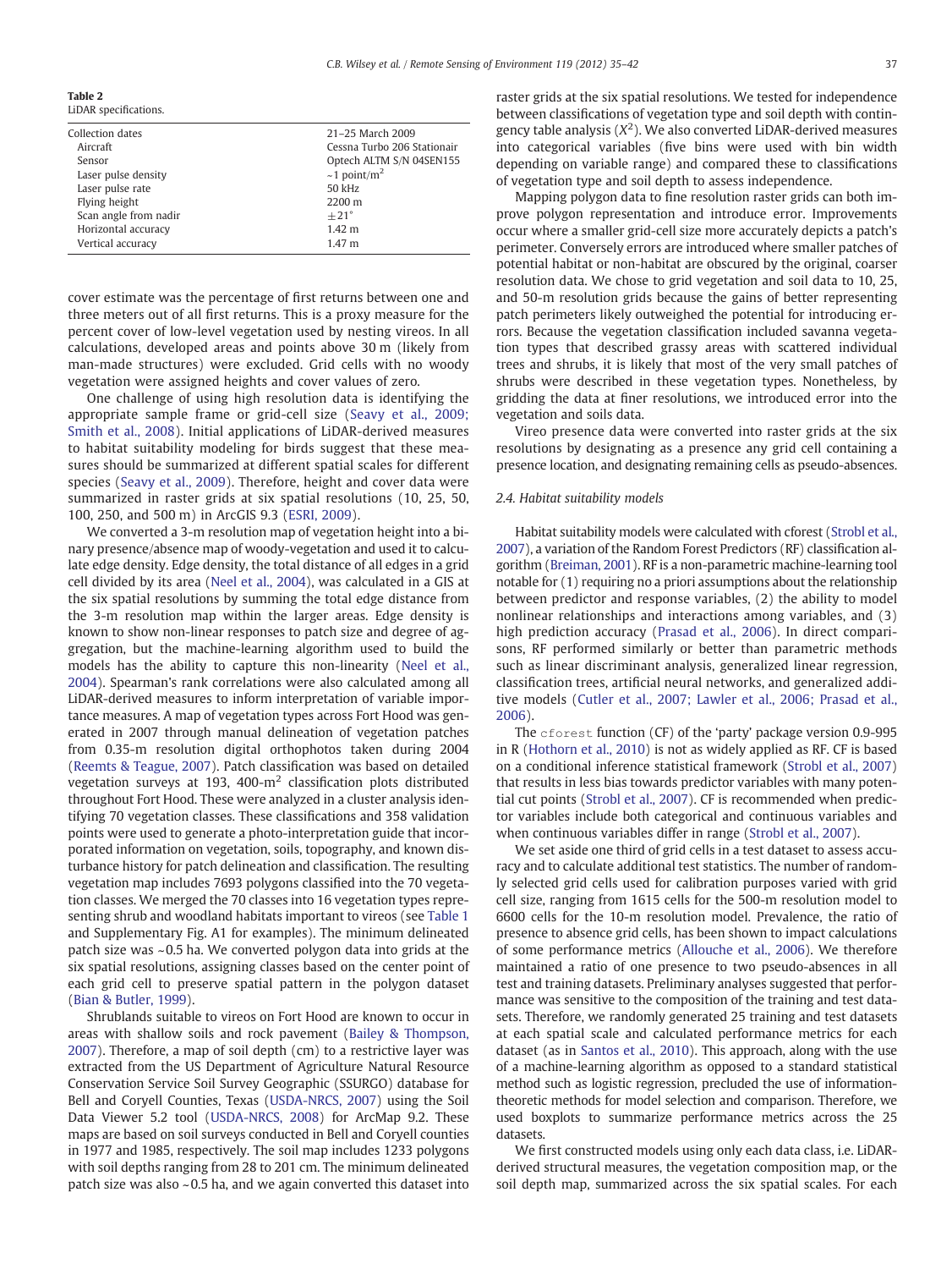**Table 2**
LiDAR specifications.

| | |
|---|---|
| Collection dates | 21–25 March 2009 |
| Aircraft | Cessna Turbo 206 Stationair |
| Sensor | Optech ALTM S/N 04SEN155 |
| Laser pulse density | ~1 point/m$^2$ |
| Laser pulse rate | 50 kHz |
| Flying height | 2200 m |
| Scan angle from nadir | ±21° |
| Horizontal accuracy | 1.42 m |
| Vertical accuracy | 1.47 m |

cover estimate was the percentage of first returns between one and three meters out of all first returns. This is a proxy measure for the percent cover of low-level vegetation used by nesting vireos. In all calculations, developed areas and points above 30 m (likely from man-made structures) were excluded. Grid cells with no woody vegetation were assigned heights and cover values of zero.

One challenge of using high resolution data is identifying the appropriate sample frame or grid-cell size (Seavy et al., 2009; Smith et al., 2008). Initial applications of LiDAR-derived measures to habitat suitability modeling for birds suggest that these measures should be summarized at different spatial scales for different species (Seavy et al., 2009). Therefore, height and cover data were summarized in raster grids at six spatial resolutions (10, 25, 50, 100, 250, and 500 m) in ArcGIS 9.3 (ESRI, 2009).

We converted a 3-m resolution map of vegetation height into a binary presence/absence map of woody-vegetation and used it to calculate edge density. Edge density, the total distance of all edges in a grid cell divided by its area (Neel et al., 2004), was calculated in a GIS at the six spatial resolutions by summing the total edge distance from the 3-m resolution map within the larger areas. Edge density is known to show non-linear responses to patch size and degree of aggregation, but the machine-learning algorithm used to build the models has the ability to capture this non-linearity (Neel et al., 2004). Spearman's rank correlations were also calculated among all LiDAR-derived measures to inform interpretation of variable importance measures. A map of vegetation types across Fort Hood was generated in 2007 through manual delineation of vegetation patches from 0.35-m resolution digital orthophotos taken during 2004 (Reemts & Teague, 2007). Patch classification was based on detailed vegetation surveys at 193, 400-m$^2$ classification plots distributed throughout Fort Hood. These were analyzed in a cluster analysis identifying 70 vegetation classes. These classifications and 358 validation points were used to generate a photo-interpretation guide that incorporated information on vegetation, soils, topography, and known disturbance history for patch delineation and classification. The resulting vegetation map includes 7693 polygons classified into the 70 vegetation classes. We merged the 70 classes into 16 vegetation types representing shrub and woodland habitats important to vireos (see Table 1 and Supplementary Fig. A1 for examples). The minimum delineated patch size was ~0.5 ha. We converted polygon data into grids at the six spatial resolutions, assigning classes based on the center point of each grid cell to preserve spatial pattern in the polygon dataset (Bian & Butler, 1999).

Shrublands suitable to vireos on Fort Hood are known to occur in areas with shallow soils and rock pavement (Bailey & Thompson, 2007). Therefore, a map of soil depth (cm) to a restrictive layer was extracted from the US Department of Agriculture Natural Resource Conservation Service Soil Survey Geographic (SSURGO) database for Bell and Coryell Counties, Texas (USDA-NRCS, 2007) using the Soil Data Viewer 5.2 tool (USDA-NRCS, 2008) for ArcMap 9.2. These maps are based on soil surveys conducted in Bell and Coryell counties in 1977 and 1985, respectively. The soil map includes 1233 polygons with soil depths ranging from 28 to 201 cm. The minimum delineated patch size was also ~0.5 ha, and we again converted this dataset into raster grids at the six spatial resolutions. We tested for independence between classifications of vegetation type and soil depth with contingency table analysis ($X^2$). We also converted LiDAR-derived measures into categorical variables (five bins were used with bin width depending on variable range) and compared these to classifications of vegetation type and soil depth to assess independence.

Mapping polygon data to fine resolution raster grids can both improve polygon representation and introduce error. Improvements occur where a smaller grid-cell size more accurately depicts a patch's perimeter. Conversely errors are introduced where smaller patches of potential habitat or non-habitat are obscured by the original, coarser resolution data. We chose to grid vegetation and soil data to 10, 25, and 50-m resolution grids because the gains of better representing patch perimeters likely outweighed the potential for introducing errors. Because the vegetation classification included savanna vegetation types that described grassy areas with scattered individual trees and shrubs, it is likely that most of the very small patches of shrubs were described in these vegetation types. Nonetheless, by gridding the data at finer resolutions, we introduced error into the vegetation and soils data.

Vireo presence data were converted into raster grids at the six resolutions by designating as a presence any grid cell containing a presence location, and designating remaining cells as pseudo-absences.

### 2.4. Habitat suitability models

Habitat suitability models were calculated with cforest (Strobl et al., 2007), a variation of the Random Forest Predictors (RF) classification algorithm (Breiman, 2001). RF is a non-parametric machine-learning tool notable for (1) requiring no a priori assumptions about the relationship between predictor and response variables, (2) the ability to model nonlinear relationships and interactions among variables, and (3) high prediction accuracy (Prasad et al., 2006). In direct comparisons, RF performed similarly or better than parametric methods such as linear discriminant analysis, generalized linear regression, classification trees, artificial neural networks, and generalized additive models (Cutler et al., 2007; Lawler et al., 2006; Prasad et al., 2006).

The `cforest` function (CF) of the 'party' package version 0.9-995 in R (Hothorn et al., 2010) is not as widely applied as RF. CF is based on a conditional inference statistical framework (Strobl et al., 2007) that results in less bias towards predictor variables with many potential cut points (Strobl et al., 2007). CF is recommended when predictor variables include both categorical and continuous variables and when continuous variables differ in range (Strobl et al., 2007).

We set aside one third of grid cells in a test dataset to assess accuracy and to calculate additional test statistics. The number of randomly selected grid cells used for calibration purposes varied with grid cell size, ranging from 1615 cells for the 500-m resolution model to 6600 cells for the 10-m resolution model. Prevalence, the ratio of presence to absence grid cells, has been shown to impact calculations of some performance metrics (Allouche et al., 2006). We therefore maintained a ratio of one presence to two pseudo-absences in all test and training datasets. Preliminary analyses suggested that performance was sensitive to the composition of the training and test datasets. Therefore, we randomly generated 25 training and test datasets at each spatial scale and calculated performance metrics for each dataset (as in Santos et al., 2010). This approach, along with the use of a machine-learning algorithm as opposed to a standard statistical method such as logistic regression, precluded the use of information-theoretic methods for model selection and comparison. Therefore, we used boxplots to summarize performance metrics across the 25 datasets.

We first constructed models using only each data class, i.e. LiDAR-derived structural measures, the vegetation composition map, or the soil depth map, summarized across the six spatial scales. For each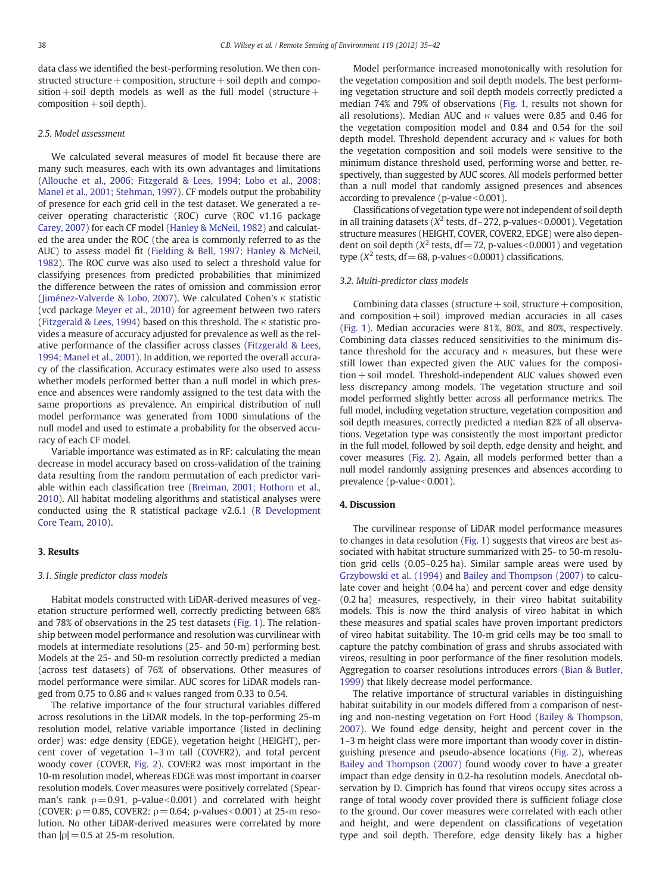data class we identified the best-performing resolution. We then constructed structure + composition, structure + soil depth and composition + soil depth models as well as the full model (structure + composition + soil depth).

### 2.5. Model assessment

We calculated several measures of model fit because there are many such measures, each with its own advantages and limitations (Allouche et al., 2006; Fitzgerald & Lees, 1994; Lobo et al., 2008; Manel et al., 2001; Stehman, 1997). CF models output the probability of presence for each grid cell in the test dataset. We generated a receiver operating characteristic (ROC) curve (ROC v1.16 package Carey, 2007) for each CF model (Hanley & McNeil, 1982) and calculated the area under the ROC (the area is commonly referred to as the AUC) to assess model fit (Fielding & Bell, 1997; Hanley & McNeil, 1982). The ROC curve was also used to select a threshold value for classifying presences from predicted probabilities that minimized the difference between the rates of omission and commission error (Jiménez-Valverde & Lobo, 2007). We calculated Cohen's $\kappa$ statistic (vcd package Meyer et al., 2010) for agreement between two raters (Fitzgerald & Lees, 1994) based on this threshold. The $\kappa$ statistic provides a measure of accuracy adjusted for prevalence as well as the relative performance of the classifier across classes (Fitzgerald & Lees, 1994; Manel et al., 2001). In addition, we reported the overall accuracy of the classification. Accuracy estimates were also used to assess whether models performed better than a null model in which presence and absences were randomly assigned to the test data with the same proportions as prevalence. An empirical distribution of null model performance was generated from 1000 simulations of the null model and used to estimate a probability for the observed accuracy of each CF model.

Variable importance was estimated as in RF: calculating the mean decrease in model accuracy based on cross-validation of the training data resulting from the random permutation of each predictor variable within each classification tree (Breiman, 2001; Hothorn et al., 2010). All habitat modeling algorithms and statistical analyses were conducted using the R statistical package v2.6.1 (R Development Core Team, 2010).

## 3. Results

### 3.1. Single predictor class models

Habitat models constructed with LiDAR-derived measures of vegetation structure performed well, correctly predicting between 68% and 78% of observations in the 25 test datasets (Fig. 1). The relationship between model performance and resolution was curvilinear with models at intermediate resolutions (25- and 50-m) performing best. Models at the 25- and 50-m resolution correctly predicted a median (across test datasets) of 76% of observations. Other measures of model performance were similar. AUC scores for LiDAR models ranged from 0.75 to 0.86 and $\kappa$ values ranged from 0.33 to 0.54.

The relative importance of the four structural variables differed across resolutions in the LiDAR models. In the top-performing 25-m resolution model, relative variable importance (listed in declining order) was: edge density (EDGE), vegetation height (HEIGHT), percent cover of vegetation 1–3 m tall (COVER2), and total percent woody cover (COVER, Fig. 2). COVER2 was most important in the 10-m resolution model, whereas EDGE was most important in coarser resolution models. Cover measures were positively correlated (Spearman's rank $\rho = 0.91$, p-value$<0.001$) and correlated with height (COVER: $\rho = 0.85$, COVER2: $\rho = 0.64$; p-values$<0.001$) at 25-m resolution. No other LiDAR-derived measures were correlated by more than $|\rho| = 0.5$ at 25-m resolution.

Model performance increased monotonically with resolution for the vegetation composition and soil depth models. The best performing vegetation structure and soil depth models correctly predicted a median 74% and 79% of observations (Fig. 1, results not shown for all resolutions). Median AUC and $\kappa$ values were 0.85 and 0.46 for the vegetation composition model and 0.84 and 0.54 for the soil depth model. Threshold dependent accuracy and $\kappa$ values for both the vegetation composition and soil models were sensitive to the minimum distance threshold used, performing worse and better, respectively, than suggested by AUC scores. All models performed better than a null model that randomly assigned presences and absences according to prevalence (p-value$<0.001$).

Classifications of vegetation type were not independent of soil depth in all training datasets ($X^2$ tests, df ~ 272, p-values$<0.0001$). Vegetation structure measures (HEIGHT, COVER, COVER2, EDGE) were also dependent on soil depth ($X^2$ tests, df = 72, p-values$<0.0001$) and vegetation type ($X^2$ tests, df = 68, p-values$<0.0001$) classifications.

### 3.2. Multi-predictor class models

Combining data classes (structure + soil, structure + composition, and composition + soil) improved median accuracies in all cases (Fig. 1). Median accuracies were 81%, 80%, and 80%, respectively. Combining data classes reduced sensitivities to the minimum distance threshold for the accuracy and $\kappa$ measures, but these were still lower than expected given the AUC values for the composition + soil model. Threshold-independent AUC values showed even less discrepancy among models. The vegetation structure and soil model performed slightly better across all performance metrics. The full model, including vegetation structure, vegetation composition and soil depth measures, correctly predicted a median 82% of all observations. Vegetation type was consistently the most important predictor in the full model, followed by soil depth, edge density and height, and cover measures (Fig. 2). Again, all models performed better than a null model randomly assigning presences and absences according to prevalence (p-value$<0.001$).

## 4. Discussion

The curvilinear response of LiDAR model performance measures to changes in data resolution (Fig. 1) suggests that vireos are best associated with habitat structure summarized with 25- to 50-m resolution grid cells (0.05–0.25 ha). Similar sample areas were used by Grzybowski et al. (1994) and Bailey and Thompson (2007) to calculate cover and height (0.04 ha) and percent cover and edge density (0.2 ha) measures, respectively, in their vireo habitat suitability models. This is now the third analysis of vireo habitat in which these measures and spatial scales have proven important predictors of vireo habitat suitability. The 10-m grid cells may be too small to capture the patchy combination of grass and shrubs associated with vireos, resulting in poor performance of the finer resolution models. Aggregation to coarser resolutions introduces errors (Bian & Butler, 1999) that likely decrease model performance.

The relative importance of structural variables in distinguishing habitat suitability in our models differed from a comparison of nesting and non-nesting vegetation on Fort Hood (Bailey & Thompson, 2007). We found edge density, height and percent cover in the 1–3 m height class were more important than woody cover in distinguishing presence and pseudo-absence locations (Fig. 2), whereas Bailey and Thompson (2007) found woody cover to have a greater impact than edge density in 0.2-ha resolution models. Anecdotal observation by D. Cimprich has found that vireos occupy sites across a range of total woody cover provided there is sufficient foliage close to the ground. Our cover measures were correlated with each other and height, and were dependent on classifications of vegetation type and soil depth. Therefore, edge density likely has a higher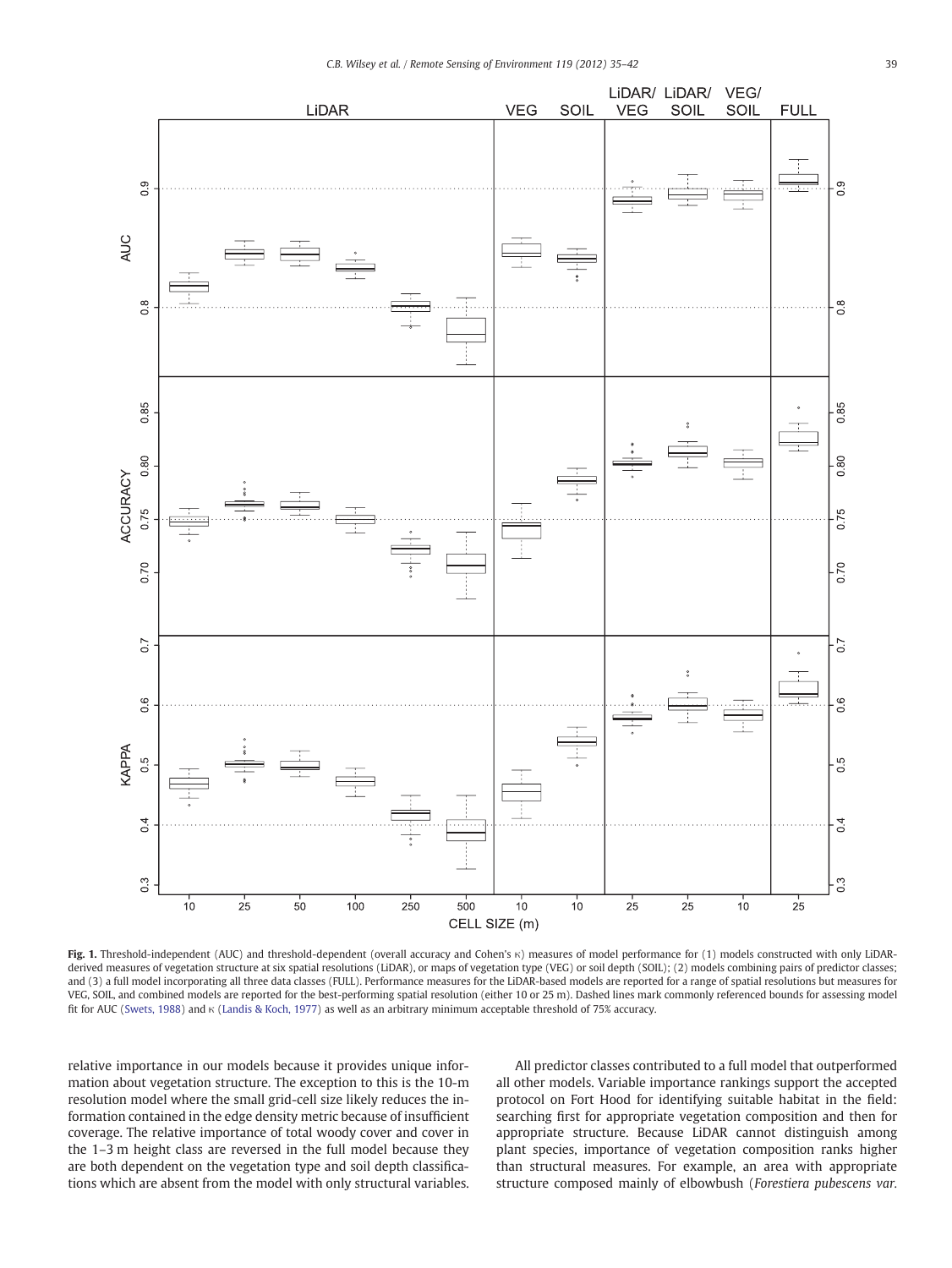**Fig. 1.** Threshold-independent (AUC) and threshold-dependent (overall accuracy and Cohen's κ) measures of model performance for (1) models constructed with only LiDAR-derived measures of vegetation structure at six spatial resolutions (LiDAR), or maps of vegetation type (VEG) or soil depth (SOIL); (2) models combining pairs of predictor classes; and (3) a full model incorporating all three data classes (FULL). Performance measures for the LiDAR-based models are reported for a range of spatial resolutions but measures for VEG, SOIL, and combined models are reported for the best-performing spatial resolution (either 10 or 25 m). Dashed lines mark commonly referenced bounds for assessing model fit for AUC (Swets, 1988) and κ (Landis & Koch, 1977) as well as an arbitrary minimum acceptable threshold of 75% accuracy.

relative importance in our models because it provides unique information about vegetation structure. The exception to this is the 10-m resolution model where the small grid-cell size likely reduces the information contained in the edge density metric because of insufficient coverage. The relative importance of total woody cover and cover in the 1–3 m height class are reversed in the full model because they are both dependent on the vegetation type and soil depth classifications which are absent from the model with only structural variables.

All predictor classes contributed to a full model that outperformed all other models. Variable importance rankings support the accepted protocol on Fort Hood for identifying suitable habitat in the field: searching first for appropriate vegetation composition and then for appropriate structure. Because LiDAR cannot distinguish among plant species, importance of vegetation composition ranks higher than structural measures. For example, an area with appropriate structure composed mainly of elbowbush (*Forestiera pubescens var.*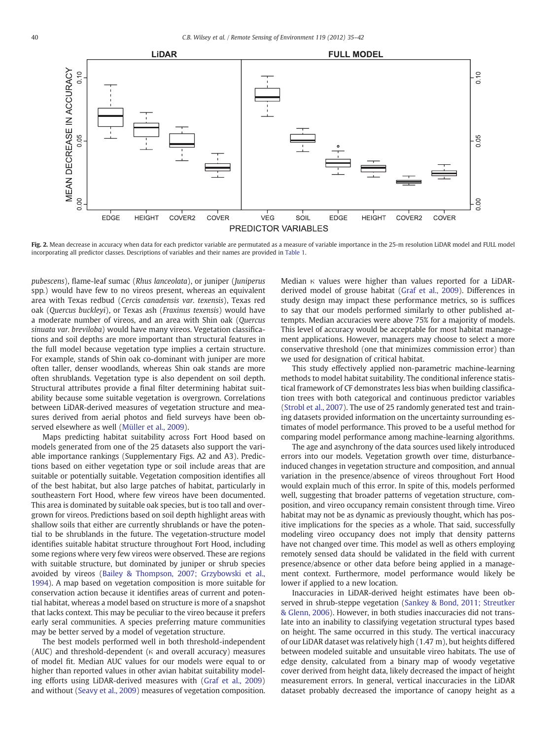Fig. 2. Mean decrease in accuracy when data for each predictor variable are permutated as a measure of variable importance in the 25-m resolution LiDAR model and FULL model incorporating all predictor classes. Descriptions of variables and their names are provided in Table 1.

*pubescens*), flame-leaf sumac (*Rhus lanceolata*), or juniper (*Juniperus* spp.) would have few to no vireos present, whereas an equivalent area with Texas redbud (*Cercis canadensis var. texensis*), Texas red oak (*Quercus buckleyi*), or Texas ash (*Fraxinus texensis*) would have a moderate number of vireos, and an area with Shin oak (*Quercus sinuata var. breviloba*) would have many vireos. Vegetation classifications and soil depths are more important than structural features in the full model because vegetation type implies a certain structure. For example, stands of Shin oak co-dominant with juniper are more often taller, denser woodlands, whereas Shin oak stands are more often shrublands. Vegetation type is also dependent on soil depth. Structural attributes provide a final filter determining habitat suitability because some suitable vegetation is overgrown. Correlations between LiDAR-derived measures of vegetation structure and measures derived from aerial photos and field surveys have been observed elsewhere as well (Müller et al., 2009).

Maps predicting habitat suitability across Fort Hood based on models generated from one of the 25 datasets also support the variable importance rankings (Supplementary Figs. A2 and A3). Predictions based on either vegetation type or soil include areas that are suitable or potentially suitable. Vegetation composition identifies all of the best habitat, but also large patches of habitat, particularly in southeastern Fort Hood, where few vireos have been documented. This area is dominated by suitable oak species, but is too tall and overgrown for vireos. Predictions based on soil depth highlight areas with shallow soils that either are currently shrublands or have the potential to be shrublands in the future. The vegetation-structure model identifies suitable habitat structure throughout Fort Hood, including some regions where very few vireos were observed. These are regions with suitable structure, but dominated by juniper or shrub species avoided by vireos (Bailey & Thompson, 2007; Grzybowski et al., 1994). A map based on vegetation composition is more suitable for conservation action because it identifies areas of current and potential habitat, whereas a model based on structure is more of a snapshot that lacks context. This may be peculiar to the vireo because it prefers early seral communities. A species preferring mature communities may be better served by a model of vegetation structure.

The best models performed well in both threshold-independent (AUC) and threshold-dependent (κ and overall accuracy) measures of model fit. Median AUC values for our models were equal to or higher than reported values in other avian habitat suitability modeling efforts using LiDAR-derived measures with (Graf et al., 2009) and without (Seavy et al., 2009) measures of vegetation composition. Median κ values were higher than values reported for a LiDAR-derived model of grouse habitat (Graf et al., 2009). Differences in study design may impact these performance metrics, so is suffices to say that our models performed similarly to other published attempts. Median accuracies were above 75% for a majority of models. This level of accuracy would be acceptable for most habitat management applications. However, managers may choose to select a more conservative threshold (one that minimizes commission error) than we used for designation of critical habitat.

This study effectively applied non-parametric machine-learning methods to model habitat suitability. The conditional inference statistical framework of CF demonstrates less bias when building classification trees with both categorical and continuous predictor variables (Strobl et al., 2007). The use of 25 randomly generated test and training datasets provided information on the uncertainty surrounding estimates of model performance. This proved to be a useful method for comparing model performance among machine-learning algorithms.

The age and asynchrony of the data sources used likely introduced errors into our models. Vegetation growth over time, disturbance-induced changes in vegetation structure and composition, and annual variation in the presence/absence of vireos throughout Fort Hood would explain much of this error. In spite of this, models performed well, suggesting that broader patterns of vegetation structure, composition, and vireo occupancy remain consistent through time. Vireo habitat may not be as dynamic as previously thought, which has positive implications for the species as a whole. That said, successfully modeling vireo occupancy does not imply that density patterns have not changed over time. This model as well as others employing remotely sensed data should be validated in the field with current presence/absence or other data before being applied in a management context. Furthermore, model performance would likely be lower if applied to a new location.

Inaccuracies in LiDAR-derived height estimates have been observed in shrub-steppe vegetation (Sankey & Bond, 2011; Streutker & Glenn, 2006). However, in both studies inaccuracies did not translate into an inability to classifying vegetation structural types based on height. The same occurred in this study. The vertical inaccuracy of our LiDAR dataset was relatively high (1.47 m), but heights differed between modeled suitable and unsuitable vireo habitats. The use of edge density, calculated from a binary map of woody vegetative cover derived from height data, likely decreased the impact of height measurement errors. In general, vertical inaccuracies in the LiDAR dataset probably decreased the importance of canopy height as a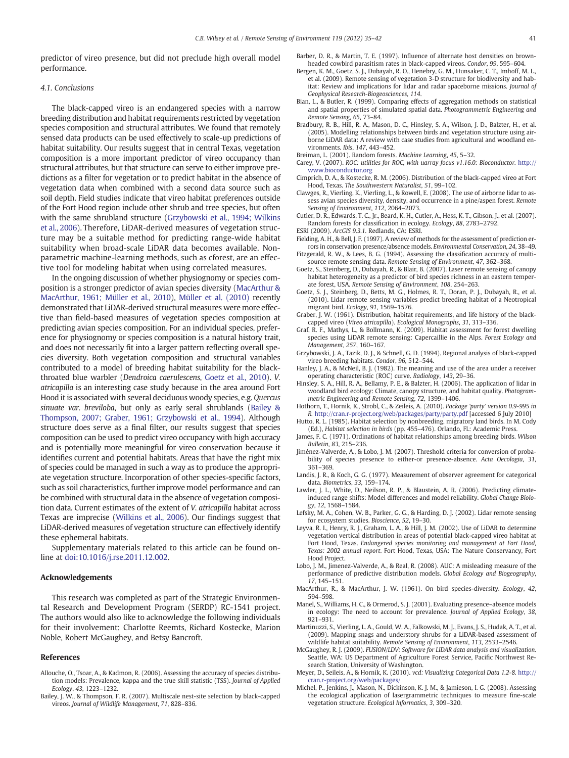predictor of vireo presence, but did not preclude high overall model performance.

### 4.1. Conclusions

The black-capped vireo is an endangered species with a narrow breeding distribution and habitat requirements restricted by vegetation species composition and structural attributes. We found that remotely sensed data products can be used effectively to scale-up predictions of habitat suitability. Our results suggest that in central Texas, vegetation composition is a more important predictor of vireo occupancy than structural attributes, but that structure can serve to either improve predictions as a filter for vegetation or to predict habitat in the absence of vegetation data when combined with a second data source such as soil depth. Field studies indicate that vireo habitat preferences outside of the Fort Hood region include other shrub and tree species, but often with the same shrubland structure (Grzybowski et al., 1994; Wilkins et al., 2006). Therefore, LiDAR-derived measures of vegetation structure may be a suitable method for predicting range-wide habitat suitability when broad-scale LiDAR data becomes available. Nonparametric machine-learning methods, such as cforest, are an effective tool for modeling habitat when using correlated measures.

In the ongoing discussion of whether physiognomy or species composition is a stronger predictor of avian species diversity (MacArthur & MacArthur, 1961; Müller et al., 2010), Müller et al. (2010) recently demonstrated that LiDAR-derived structural measures were more effective than field-based measures of vegetation species composition at predicting avian species composition. For an individual species, preference for physiognomy or species composition is a natural history trait, and does not necessarily fit into a larger pattern reflecting overall species diversity. Both vegetation composition and structural variables contributed to a model of breeding habitat suitability for the black-throated blue warbler (*Dendroica caerulescens*, Goetz et al., 2010). *V. atricapilla* is an interesting case study because in the area around Fort Hood it is associated with several deciduous woody species, e.g. *Quercus sinuate var. breviloba*, but only as early seral shrublands (Bailey & Thompson, 2007; Graber, 1961; Grzybowski et al., 1994). Although structure does serve as a final filter, our results suggest that species composition can be used to predict vireo occupancy with high accuracy and is potentially more meaningful for vireo conservation because it identifies current and potential habitats. Areas that have the right mix of species could be managed in such a way as to produce the appropriate vegetation structure. Incorporation of other species-specific factors, such as soil characteristics, further improve model performance and can be combined with structural data in the absence of vegetation composition data. Current estimates of the extent of *V. atricapilla* habitat across Texas are imprecise (Wilkins et al., 2006). Our findings suggest that LiDAR-derived measures of vegetation structure can effectively identify these ephemeral habitats.

Supplementary materials related to this article can be found online at doi:10.1016/j.rse.2011.12.002.

## Acknowledgements

This research was completed as part of the Strategic Environmental Research and Development Program (SERDP) RC-1541 project. The authors would also like to acknowledge the following individuals for their involvement: Charlotte Reemts, Richard Kostecke, Marion Noble, Robert McGaughey, and Betsy Bancroft.

## References

Allouche, O., Tsoar, A., & Kadmon, R. (2006). Assessing the accuracy of species distribution models: Prevalence, kappa and the true skill statistic (TSS). *Journal of Applied Ecology*, *43*, 1223–1232.

Bailey, J. W., & Thompson, F. R. (2007). Multiscale nest-site selection by black-capped vireos. *Journal of Wildlife Management*, *71*, 828–836.

Barber, D. R., & Martin, T. E. (1997). Influence of alternate host densities on brown-headed cowbird parasitism rates in black-capped vireos. *Condor*, *99*, 595–604.

Bergen, K. M., Goetz, S. J., Dubayah, R. O., Henebry, G. M., Hunsaker, C. T., Imhoff, M. L., et al. (2009). Remote sensing of vegetation 3-D structure for biodiversity and habitat: Review and implications for lidar and radar spaceborne missions. *Journal of Geophysical Research-Biogeosciences*, *114*.

Bian, L., & Butler, R. (1999). Comparing effects of aggregation methods on statistical and spatial properties of simulated spatial data. *Photogrammetric Engineering and Remote Sensing*, *65*, 73–84.

Bradbury, R. B., Hill, R. A., Mason, D. C., Hinsley, S. A., Wilson, J. D., Balzter, H., et al. (2005). Modelling relationships between birds and vegetation structure using airborne LiDAR data: A review with case studies from agricultural and woodland environments. *Ibis*, *147*, 443–452.

Breiman, L. (2001). Random forests. *Machine Learning*, *45*, 5–32.

Carey, V. (2007). *ROC: utilities for ROC, with uarray focus v1.16.0: Bioconductor.* http://www.bioconductor.org

Cimprich, D. A., & Kostecke, R. M. (2006). Distribution of the black-capped vireo at Fort Hood, Texas. *The Southwestern Naturalist*, *51*, 99–102.

Clawges, R., Vierling, K., Vierling, L., & Rowell, E. (2008). The use of airborne lidar to assess avian species diversity, density, and occurrence in a pine/aspen forest. *Remote Sensing of Environment*, *112*, 2064–2073.

Cutler, D. R., Edwards, T. C., Jr., Beard, K. H., Cutler, A., Hess, K. T., Gibson, J., et al. (2007). Random forests for classification in ecology. *Ecology*, *88*, 2783–2792.

ESRI (2009). *ArcGIS 9.3.1.* Redlands, CA: ESRI.

Fielding, A. H., & Bell, J. F. (1997). A review of methods for the assessment of prediction errors in conservation presence/absence models. *Environmental Conservation*, *24*, 38–49.

Fitzgerald, R. W., & Lees, B. G. (1994). Assessing the classification accuracy of multisource remote sensing data. *Remote Sensing of Environment*, *47*, 362–368.

Goetz, S., Steinberg, D., Dubayah, R., & Blair, B. (2007). Laser remote sensing of canopy habitat heterogeneity as a predictor of bird species richness in an eastern temperate forest, USA. *Remote Sensing of Environment*, *108*, 254–263.

Goetz, S. J., Steinberg, D., Betts, M. G., Holmes, R. T., Doran, P. J., Dubayah, R., et al. (2010). Lidar remote sensing variables predict breeding habitat of a Neotropical migrant bird. *Ecology*, *91*, 1569–1576.

Graber, J. W. (1961). Distribution, habitat requirements, and life history of the black-capped vireo (*Vireo atricapilla*). *Ecological Monographs*, *31*, 313–336.

Graf, R. F., Mathys, L., & Bollmann, K. (2009). Habitat assessment for forest dwelling species using LiDAR remote sensing: Capercaillie in the Alps. *Forest Ecology and Management*, *257*, 160–167.

Grzybowski, J. A., Tazik, D. J., & Schnell, G. D. (1994). Regional analysis of black-capped vireo breeding habitats. *Condor*, *96*, 512–544.

Hanley, J. A., & McNeil, B. J. (1982). The meaning and use of the area under a receiver operating characteristic (ROC) curve. *Radiology*, *143*, 29–36.

Hinsley, S. A., Hill, R. A., Bellamy, P. E., & Balzter, H. (2006). The application of lidar in woodland bird ecology: Climate, canopy structure, and habitat quality. *Photogrammetric Engineering and Remote Sensing*, *72*, 1399–1406.

Hothorn, T., Hornik, K., Strobl, C., & Zeileis, A. (2010). *Package 'party' version 0.9-995 in R.* http://cran.r-project.org/web/packages/party/party.pdf [accessed 6 July 2010]

Hutto, R. L. (1985). Habitat selection by nonbreeding, migratory land birds. In M. Cody (Ed.), *Habitat selection in birds* (pp. 455–476). Orlando, FL: Academic Press.

James, F. C. (1971). Ordinations of habitat relationships among breeding birds. *Wilson Bulletin*, *83*, 215–236.

Jiménez-Valverde, A., & Lobo, J. M. (2007). Threshold criteria for conversion of probability of species presence to either-or presence-absence. *Acta Oecologia*, *31*, 361–369.

Landis, J. R., & Koch, G. G. (1977). Measurement of observer agreement for categorical data. *Biometrics*, *33*, 159–174.

Lawler, J. L., White, D., Neilson, R. P., & Blaustein, A. R. (2006). Predicting climate-induced range shifts: Model differences and model reliability. *Global Change Biology*, *12*, 1568–1584.

Lefsky, M. A., Cohen, W. B., Parker, G. G., & Harding, D. J. (2002). Lidar remote sensing for ecosystem studies. *Bioscience*, *52*, 19–30.

Leyva, R. I., Henry, R. J., Graham, L. A., & Hill, J. M. (2002). Use of LiDAR to determine vegetation vertical distribution in areas of potential black-capped vireo habitat at Fort Hood, Texas. *Endangered species monitoring and management at Fort Hood, Texas: 2002 annual report*. Fort Hood, Texas, USA: The Nature Conservancy, Fort Hood Project.

Lobo, J. M., Jimenez-Valverde, A., & Real, R. (2008). AUC: A misleading measure of the performance of predictive distribution models. *Global Ecology and Biogeography*, *17*, 145–151.

MacArthur, R., & MacArthur, J. W. (1961). On bird species-diversity. *Ecology*, *42*, 594–598.

Manel, S., Williams, H. C., & Ormerod, S. J. (2001). Evaluating presence–absence models in ecology: The need to account for prevalence. *Journal of Applied Ecology*, *38*, 921–931.

Martinuzzi, S., Vierling, L. A., Gould, W. A., Falkowski, M. J., Evans, J. S., Hudak, A. T., et al. (2009). Mapping snags and understory shrubs for a LiDAR-based assessment of wildlife habitat suitability. *Remote Sensing of Environment*, *113*, 2533–2546.

McGaughey, R. J. (2009). *FUSION/LDV: Software for LIDAR data analysis and visualization.* Seattle, WA: US Department of Agriculture Forest Service, Pacific Northwest Research Station, University of Washington.

Meyer, D., Seileis, A., & Hornik, K. (2010). *vcd: Visualizing Categorical Data 1.2-8.* http://cran.r-project.org/web/packages/

Michel, P., Jenkins, J., Mason, N., Dickinson, K. J. M., & Jamieson, I. G. (2008). Assessing the ecological application of lasergrammetric techniques to measure fine-scale vegetation structure. *Ecological Informatics*, *3*, 309–320.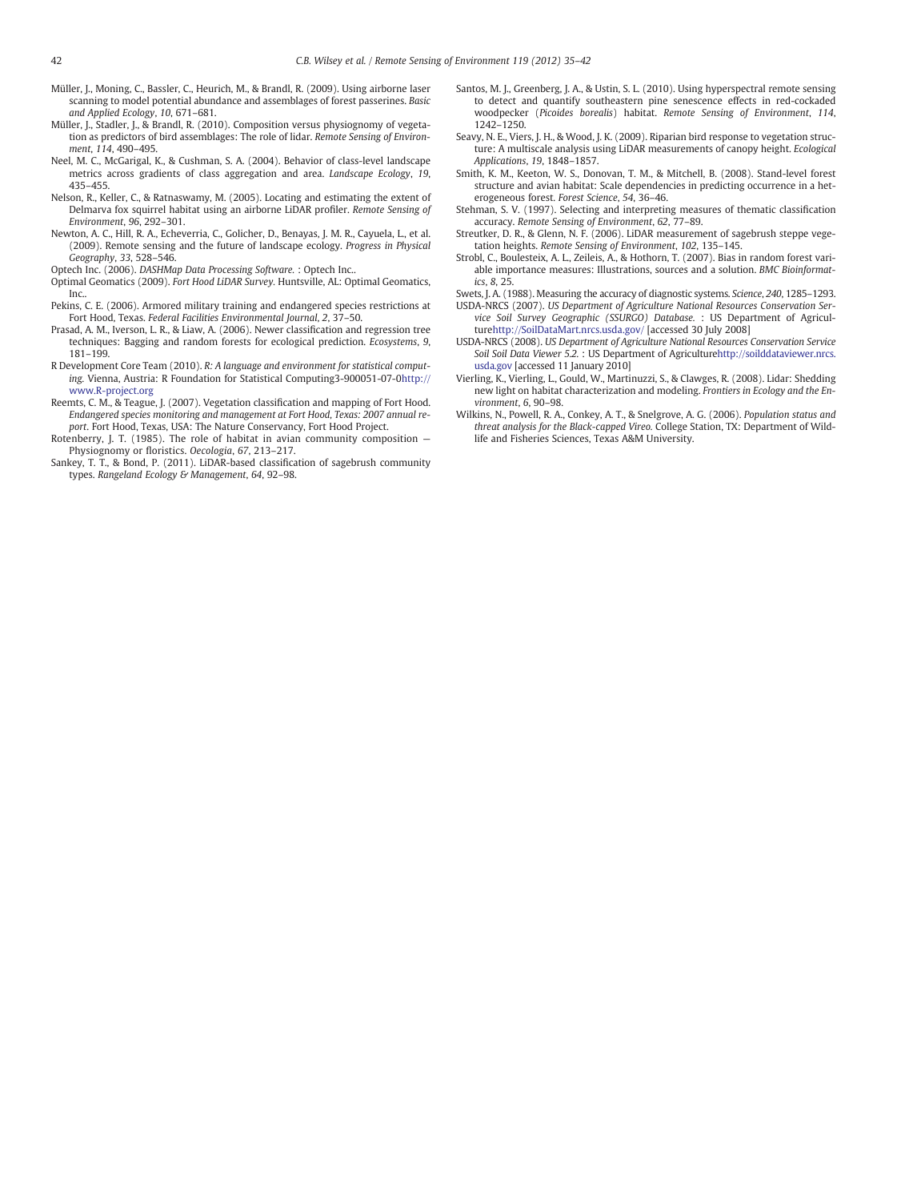Müller, J., Moning, C., Bassler, C., Heurich, M., & Brandl, R. (2009). Using airborne laser scanning to model potential abundance and assemblages of forest passerines. *Basic and Applied Ecology*, *10*, 671–681.

Müller, J., Stadler, J., & Brandl, R. (2010). Composition versus physiognomy of vegetation as predictors of bird assemblages: The role of lidar. *Remote Sensing of Environment*, *114*, 490–495.

Neel, M. C., McGarigal, K., & Cushman, S. A. (2004). Behavior of class-level landscape metrics across gradients of class aggregation and area. *Landscape Ecology*, *19*, 435–455.

Nelson, R., Keller, C., & Ratnaswamy, M. (2005). Locating and estimating the extent of Delmarva fox squirrel habitat using an airborne LiDAR profiler. *Remote Sensing of Environment*, *96*, 292–301.

Newton, A. C., Hill, R. A., Echeverria, C., Golicher, D., Benayas, J. M. R., Cayuela, L., et al. (2009). Remote sensing and the future of landscape ecology. *Progress in Physical Geography*, *33*, 528–546.

Optech Inc. (2006). *DASHMap Data Processing Software.* : Optech Inc..

Optimal Geomatics (2009). *Fort Hood LiDAR Survey*. Huntsville, AL: Optimal Geomatics, Inc..

Pekins, C. E. (2006). Armored military training and endangered species restrictions at Fort Hood, Texas. *Federal Facilities Environmental Journal*, *2*, 37–50.

Prasad, A. M., Iverson, L. R., & Liaw, A. (2006). Newer classification and regression tree techniques: Bagging and random forests for ecological prediction. *Ecosystems*, *9*, 181–199.

R Development Core Team (2010). *R: A language and environment for statistical computing*. Vienna, Austria: R Foundation for Statistical Computing3-900051-07-0http://www.R-project.org

Reemts, C. M., & Teague, J. (2007). Vegetation classification and mapping of Fort Hood. *Endangered species monitoring and management at Fort Hood, Texas: 2007 annual report*. Fort Hood, Texas, USA: The Nature Conservancy, Fort Hood Project.

Rotenberry, J. T. (1985). The role of habitat in avian community composition — Physiognomy or floristics. *Oecologia*, *67*, 213–217.

Sankey, T. T., & Bond, P. (2011). LiDAR-based classification of sagebrush community types. *Rangeland Ecology & Management*, *64*, 92–98.

Santos, M. J., Greenberg, J. A., & Ustin, S. L. (2010). Using hyperspectral remote sensing to detect and quantify southeastern pine senescence effects in red-cockaded woodpecker (*Picoides borealis*) habitat. *Remote Sensing of Environment*, *114*, 1242–1250.

Seavy, N. E., Viers, J. H., & Wood, J. K. (2009). Riparian bird response to vegetation structure: A multiscale analysis using LiDAR measurements of canopy height. *Ecological Applications*, *19*, 1848–1857.

Smith, K. M., Keeton, W. S., Donovan, T. M., & Mitchell, B. (2008). Stand-level forest structure and avian habitat: Scale dependencies in predicting occurrence in a heterogeneous forest. *Forest Science*, *54*, 36–46.

Stehman, S. V. (1997). Selecting and interpreting measures of thematic classification accuracy. *Remote Sensing of Environment*, *62*, 77–89.

Streutker, D. R., & Glenn, N. F. (2006). LiDAR measurement of sagebrush steppe vegetation heights. *Remote Sensing of Environment*, *102*, 135–145.

Strobl, C., Boulesteix, A. L., Zeileis, A., & Hothorn, T. (2007). Bias in random forest variable importance measures: Illustrations, sources and a solution. *BMC Bioinformatics*, *8*, 25.

Swets, J. A. (1988). Measuring the accuracy of diagnostic systems. *Science*, *240*, 1285–1293.

USDA-NRCS (2007). *US Department of Agriculture National Resources Conservation Service Soil Survey Geographic (SSURGO) Database.* : US Department of Agriculturehttp://SoilDataMart.nrcs.usda.gov/ [accessed 30 July 2008]

USDA-NRCS (2008). *US Department of Agriculture National Resources Conservation Service Soil Soil Data Viewer 5.2.* : US Department of Agriculturehttp://soildataviewer.nrcs.usda.gov [accessed 11 January 2010]

Vierling, K., Vierling, L., Gould, W., Martinuzzi, S., & Clawges, R. (2008). Lidar: Shedding new light on habitat characterization and modeling. *Frontiers in Ecology and the Environment*, *6*, 90–98.

Wilkins, N., Powell, R. A., Conkey, A. T., & Snelgrove, A. G. (2006). *Population status and threat analysis for the Black-capped Vireo.* College Station, TX: Department of Wildlife and Fisheries Sciences, Texas A&M University.